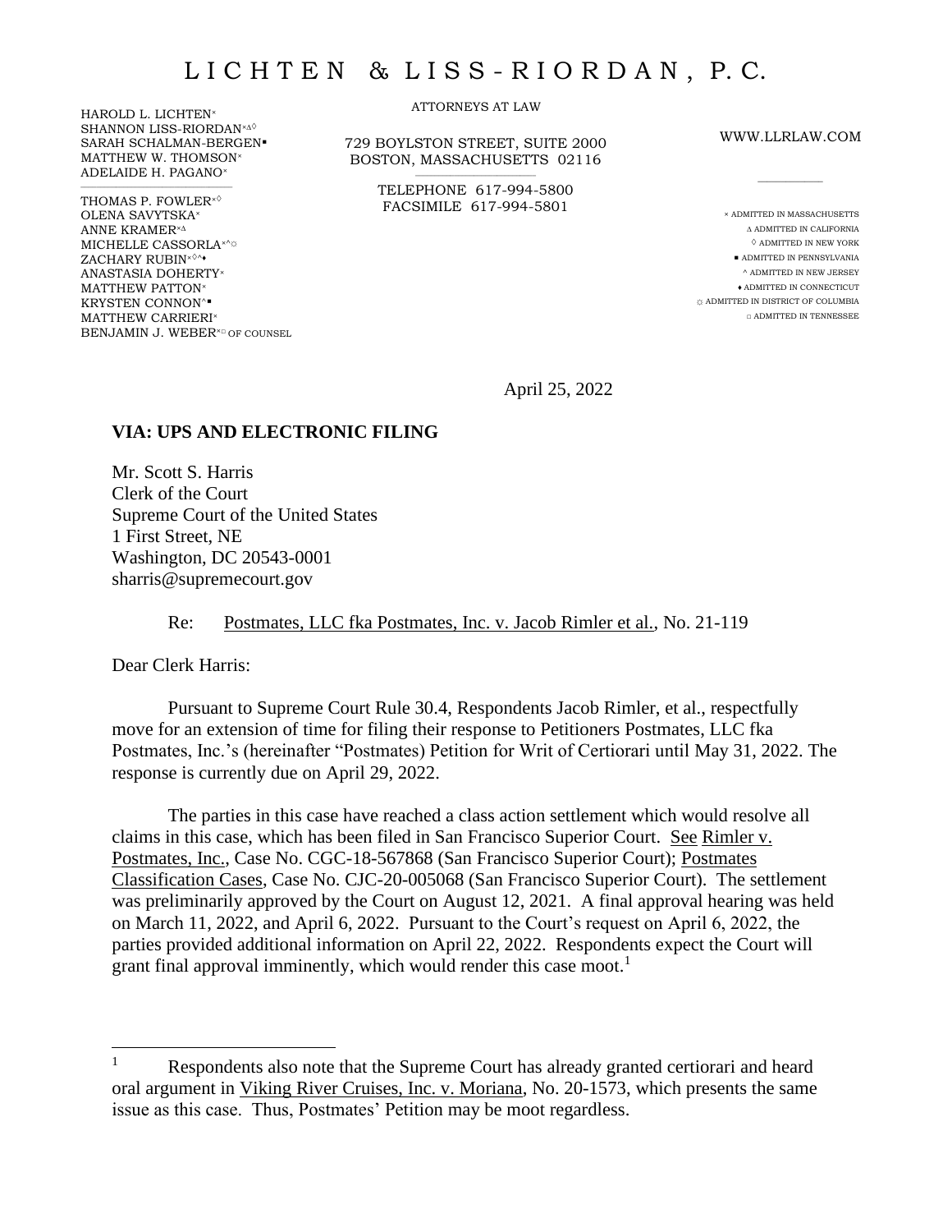# L I C H T E N & L I S S - R I O R D A N , P. C.

ATTORNEYS AT LAW

HAROLD L. LICHTEN×
SHANNON LISS-RIORDAN×Δ◊
SARAH SCHALMAN-BERGEN▪
MATTHEW W. THOMSON×
ADELAIDE H. PAGANO×

THOMAS P. FOWLER×◊
OLENA SAVYTSKA×
ANNE KRAMER×Δ
MICHELLE CASSORLA×^☼
ZACHARY RUBIN×◊^♦
ANASTASIA DOHERTY×
MATTHEW PATTON×
KRYSTEN CONNON^▪
MATTHEW CARRIERI×
BENJAMIN J. WEBER×▫ OF COUNSEL

729 BOYLSTON STREET, SUITE 2000
BOSTON, MASSACHUSETTS 02116

TELEPHONE 617-994-5800
FACSIMILE 617-994-5801

WWW.LLRLAW.COM

× ADMITTED IN MASSACHUSETTS
Δ ADMITTED IN CALIFORNIA
◊ ADMITTED IN NEW YORK
▪ ADMITTED IN PENNSYLVANIA
^ ADMITTED IN NEW JERSEY
♦ ADMITTED IN CONNECTICUT
☼ ADMITTED IN DISTRICT OF COLUMBIA
▫ ADMITTED IN TENNESSEE

April 25, 2022

**VIA: UPS AND ELECTRONIC FILING**

Mr. Scott S. Harris
Clerk of the Court
Supreme Court of the United States
1 First Street, NE
Washington, DC 20543-0001
sharris@supremecourt.gov

Re: Postmates, LLC fka Postmates, Inc. v. Jacob Rimler et al., No. 21-119

Dear Clerk Harris:

Pursuant to Supreme Court Rule 30.4, Respondents Jacob Rimler, et al., respectfully move for an extension of time for filing their response to Petitioners Postmates, LLC fka Postmates, Inc.'s (hereinafter "Postmates) Petition for Writ of Certiorari until May 31, 2022. The response is currently due on April 29, 2022.

The parties in this case have reached a class action settlement which would resolve all claims in this case, which has been filed in San Francisco Superior Court. See Rimler v. Postmates, Inc., Case No. CGC-18-567868 (San Francisco Superior Court); Postmates Classification Cases, Case No. CJC-20-005068 (San Francisco Superior Court). The settlement was preliminarily approved by the Court on August 12, 2021. A final approval hearing was held on March 11, 2022, and April 6, 2022. Pursuant to the Court's request on April 6, 2022, the parties provided additional information on April 22, 2022. Respondents expect the Court will grant final approval imminently, which would render this case moot.[1]

[1] Respondents also note that the Supreme Court has already granted certiorari and heard oral argument in Viking River Cruises, Inc. v. Moriana, No. 20-1573, which presents the same issue as this case. Thus, Postmates' Petition may be moot regardless.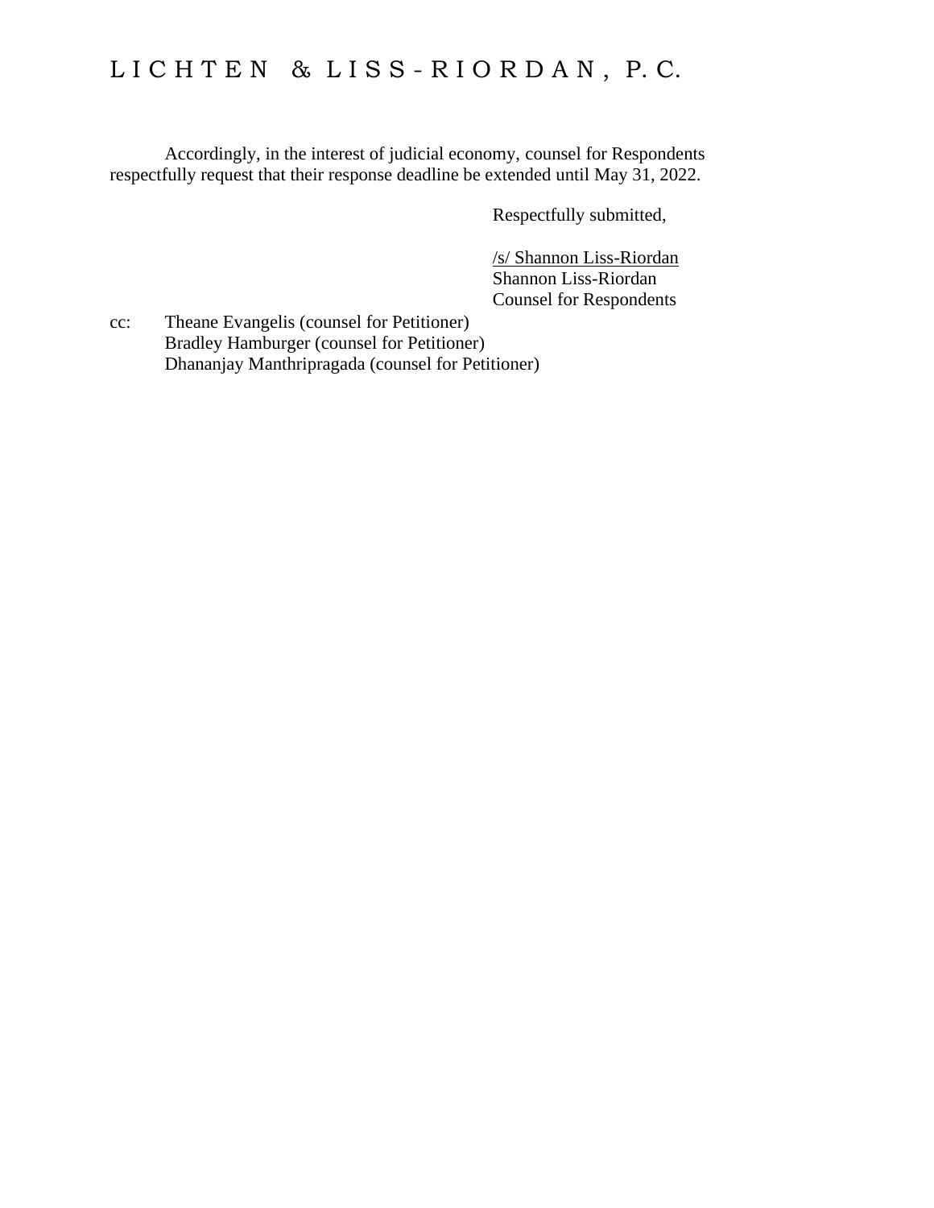Accordingly, in the interest of judicial economy, counsel for Respondents respectfully request that their response deadline be extended until May 31, 2022.

Respectfully submitted,

/s/ Shannon Liss-Riordan
Shannon Liss-Riordan
Counsel for Respondents

cc: Theane Evangelis (counsel for Petitioner)
Bradley Hamburger (counsel for Petitioner)
Dhananjay Manthripragada (counsel for Petitioner)